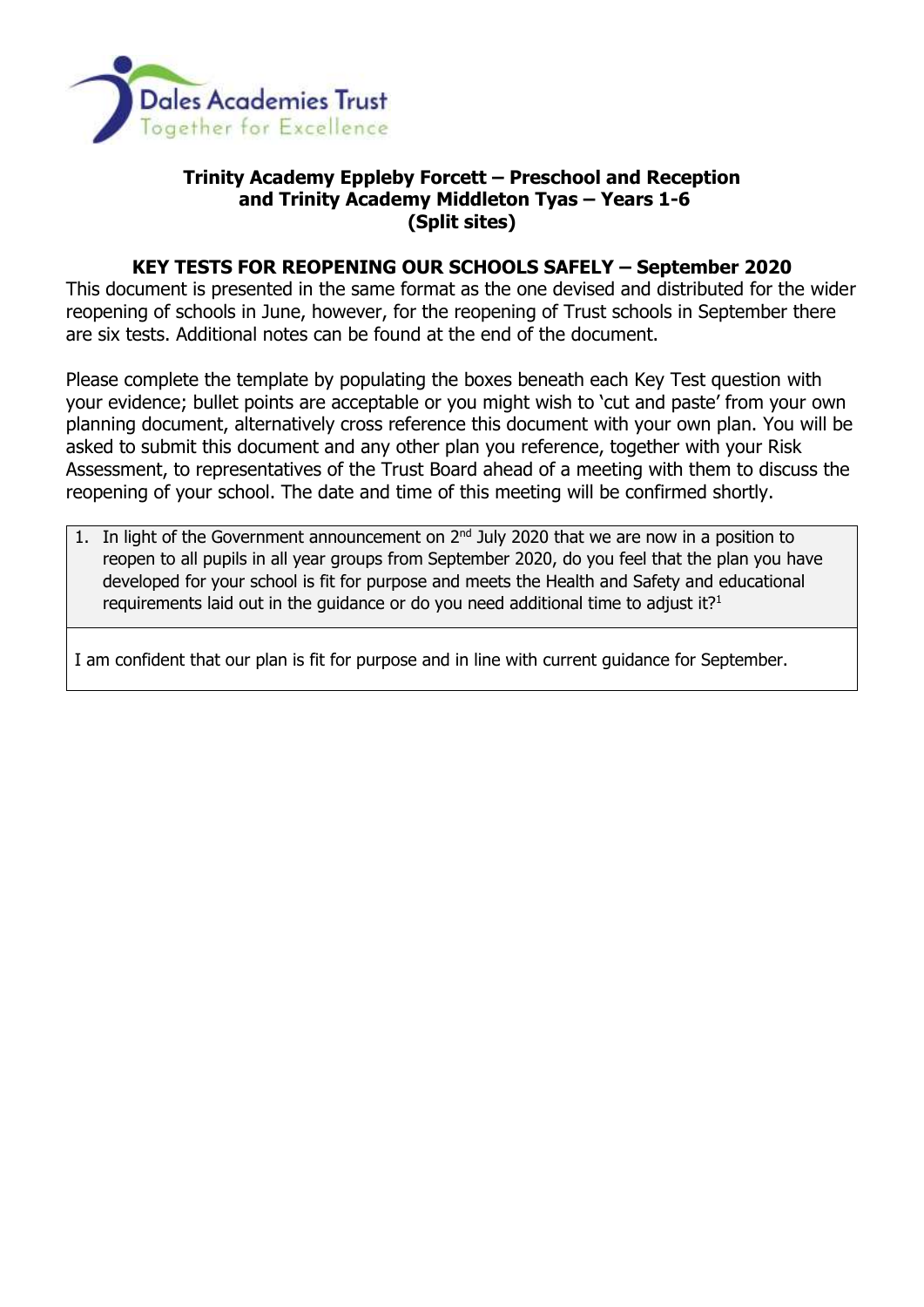Dales Academies Trust
Together for Excellence

**Trinity Academy Eppleby Forcett – Preschool and Reception and Trinity Academy Middleton Tyas – Years 1-6 (Split sites)**

## KEY TESTS FOR REOPENING OUR SCHOOLS SAFELY – September 2020

This document is presented in the same format as the one devised and distributed for the wider reopening of schools in June, however, for the reopening of Trust schools in September there are six tests. Additional notes can be found at the end of the document.

Please complete the template by populating the boxes beneath each Key Test question with your evidence; bullet points are acceptable or you might wish to 'cut and paste' from your own planning document, alternatively cross reference this document with your own plan. You will be asked to submit this document and any other plan you reference, together with your Risk Assessment, to representatives of the Trust Board ahead of a meeting with them to discuss the reopening of your school. The date and time of this meeting will be confirmed shortly.

| 1. In light of the Government announcement on 2nd July 2020 that we are now in a position to reopen to all pupils in all year groups from September 2020, do you feel that the plan you have developed for your school is fit for purpose and meets the Health and Safety and educational requirements laid out in the guidance or do you need additional time to adjust it?[1] |
| --- |
| I am confident that our plan is fit for purpose and in line with current guidance for September. |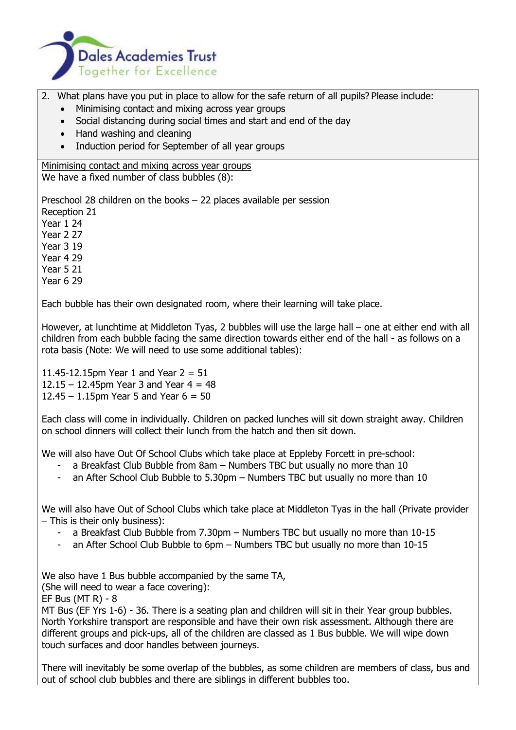Dales Academies Trust
Together for Excellence

2. What plans have you put in place to allow for the safe return of all pupils? Please include:
   - Minimising contact and mixing across year groups
   - Social distancing during social times and start and end of the day
   - Hand washing and cleaning
   - Induction period for September of all year groups

Minimising contact and mixing across year groups

We have a fixed number of class bubbles (8):

Preschool 28 children on the books – 22 places available per session
Reception 21
Year 1 24
Year 2 27
Year 3 19
Year 4 29
Year 5 21
Year 6 29

Each bubble has their own designated room, where their learning will take place.

However, at lunchtime at Middleton Tyas, 2 bubbles will use the large hall – one at either end with all children from each bubble facing the same direction towards either end of the hall - as follows on a rota basis (Note: We will need to use some additional tables):

11.45-12.15pm Year 1 and Year 2 = 51
12.15 – 12.45pm Year 3 and Year 4 = 48
12.45 – 1.15pm Year 5 and Year 6 = 50

Each class will come in individually. Children on packed lunches will sit down straight away. Children on school dinners will collect their lunch from the hatch and then sit down.

We will also have Out Of School Clubs which take place at Eppleby Forcett in pre-school:

- a Breakfast Club Bubble from 8am – Numbers TBC but usually no more than 10
- an After School Club Bubble to 5.30pm – Numbers TBC but usually no more than 10

We will also have Out of School Clubs which take place at Middleton Tyas in the hall (Private provider – This is their only business):

- a Breakfast Club Bubble from 7.30pm – Numbers TBC but usually no more than 10-15
- an After School Club Bubble to 6pm – Numbers TBC but usually no more than 10-15

We also have 1 Bus bubble accompanied by the same TA,
(She will need to wear a face covering):
EF Bus (MT R) - 8
MT Bus (EF Yrs 1-6) - 36. There is a seating plan and children will sit in their Year group bubbles. North Yorkshire transport are responsible and have their own risk assessment. Although there are different groups and pick-ups, all of the children are classed as 1 Bus bubble. We will wipe down touch surfaces and door handles between journeys.

There will inevitably be some overlap of the bubbles, as some children are members of class, bus and out of school club bubbles and there are siblings in different bubbles too.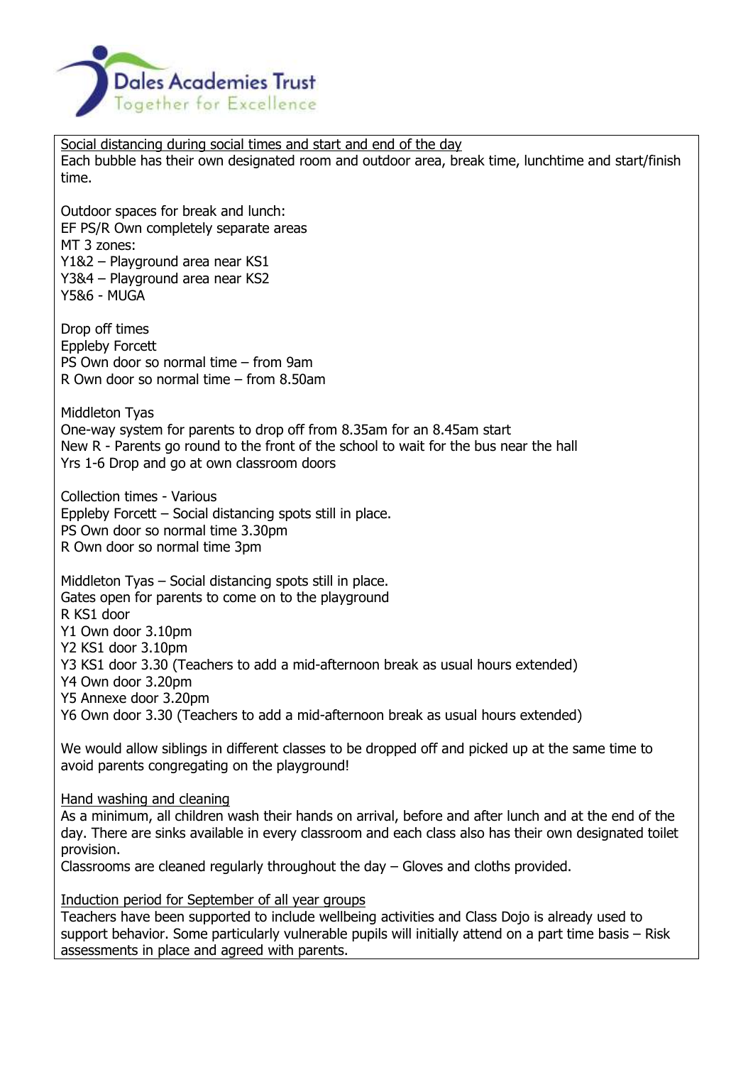Social distancing during social times and start and end of the day

Each bubble has their own designated room and outdoor area, break time, lunchtime and start/finish time.

Outdoor spaces for break and lunch:
EF PS/R Own completely separate areas
MT 3 zones:
Y1&2 – Playground area near KS1
Y3&4 – Playground area near KS2
Y5&6 - MUGA

Drop off times
Eppleby Forcett
PS Own door so normal time – from 9am
R Own door so normal time – from 8.50am

Middleton Tyas
One-way system for parents to drop off from 8.35am for an 8.45am start
New R - Parents go round to the front of the school to wait for the bus near the hall
Yrs 1-6 Drop and go at own classroom doors

Collection times - Various
Eppleby Forcett – Social distancing spots still in place.
PS Own door so normal time 3.30pm
R Own door so normal time 3pm

Middleton Tyas – Social distancing spots still in place.
Gates open for parents to come on to the playground
R KS1 door
Y1 Own door 3.10pm
Y2 KS1 door 3.10pm
Y3 KS1 door 3.30 (Teachers to add a mid-afternoon break as usual hours extended)
Y4 Own door 3.20pm
Y5 Annexe door 3.20pm
Y6 Own door 3.30 (Teachers to add a mid-afternoon break as usual hours extended)

We would allow siblings in different classes to be dropped off and picked up at the same time to avoid parents congregating on the playground!

Hand washing and cleaning

As a minimum, all children wash their hands on arrival, before and after lunch and at the end of the day. There are sinks available in every classroom and each class also has their own designated toilet provision.
Classrooms are cleaned regularly throughout the day – Gloves and cloths provided.

Induction period for September of all year groups

Teachers have been supported to include wellbeing activities and Class Dojo is already used to support behavior. Some particularly vulnerable pupils will initially attend on a part time basis – Risk assessments in place and agreed with parents.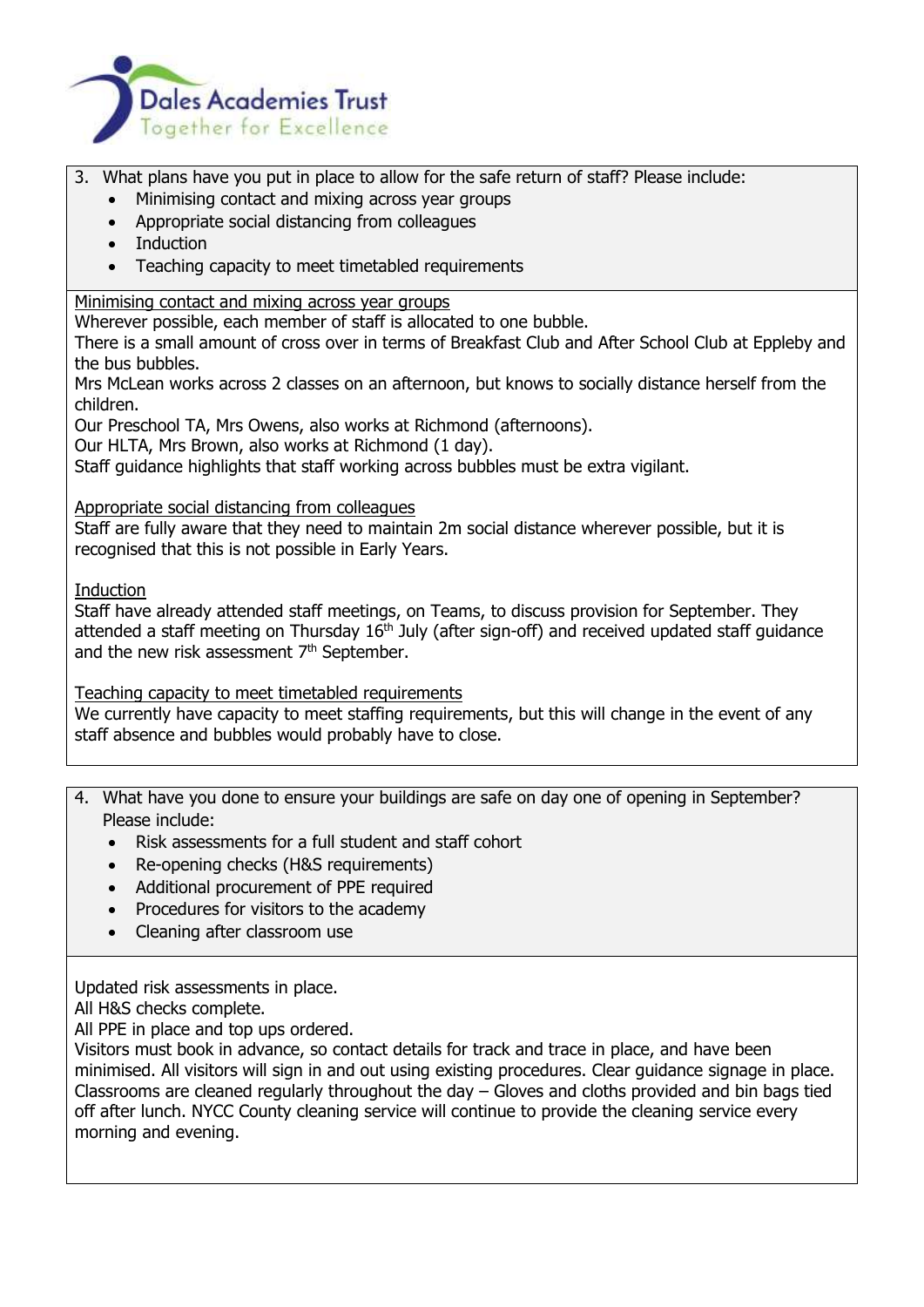3. What plans have you put in place to allow for the safe return of staff? Please include:
    - Minimising contact and mixing across year groups
    - Appropriate social distancing from colleagues
    - Induction
    - Teaching capacity to meet timetabled requirements

<u>Minimising contact and mixing across year groups</u>
Wherever possible, each member of staff is allocated to one bubble.
There is a small amount of cross over in terms of Breakfast Club and After School Club at Eppleby and the bus bubbles.
Mrs McLean works across 2 classes on an afternoon, but knows to socially distance herself from the children.
Our Preschool TA, Mrs Owens, also works at Richmond (afternoons).
Our HLTA, Mrs Brown, also works at Richmond (1 day).
Staff guidance highlights that staff working across bubbles must be extra vigilant.

<u>Appropriate social distancing from colleagues</u>
Staff are fully aware that they need to maintain 2m social distance wherever possible, but it is recognised that this is not possible in Early Years.

<u>Induction</u>
Staff have already attended staff meetings, on Teams, to discuss provision for September. They attended a staff meeting on Thursday 16th July (after sign-off) and received updated staff guidance and the new risk assessment 7th September.

<u>Teaching capacity to meet timetabled requirements</u>
We currently have capacity to meet staffing requirements, but this will change in the event of any staff absence and bubbles would probably have to close.

4. What have you done to ensure your buildings are safe on day one of opening in September? Please include:
    - Risk assessments for a full student and staff cohort
    - Re-opening checks (H&S requirements)
    - Additional procurement of PPE required
    - Procedures for visitors to the academy
    - Cleaning after classroom use

Updated risk assessments in place.
All H&S checks complete.
All PPE in place and top ups ordered.
Visitors must book in advance, so contact details for track and trace in place, and have been minimised. All visitors will sign in and out using existing procedures. Clear guidance signage in place.
Classrooms are cleaned regularly throughout the day – Gloves and cloths provided and bin bags tied off after lunch. NYCC County cleaning service will continue to provide the cleaning service every morning and evening.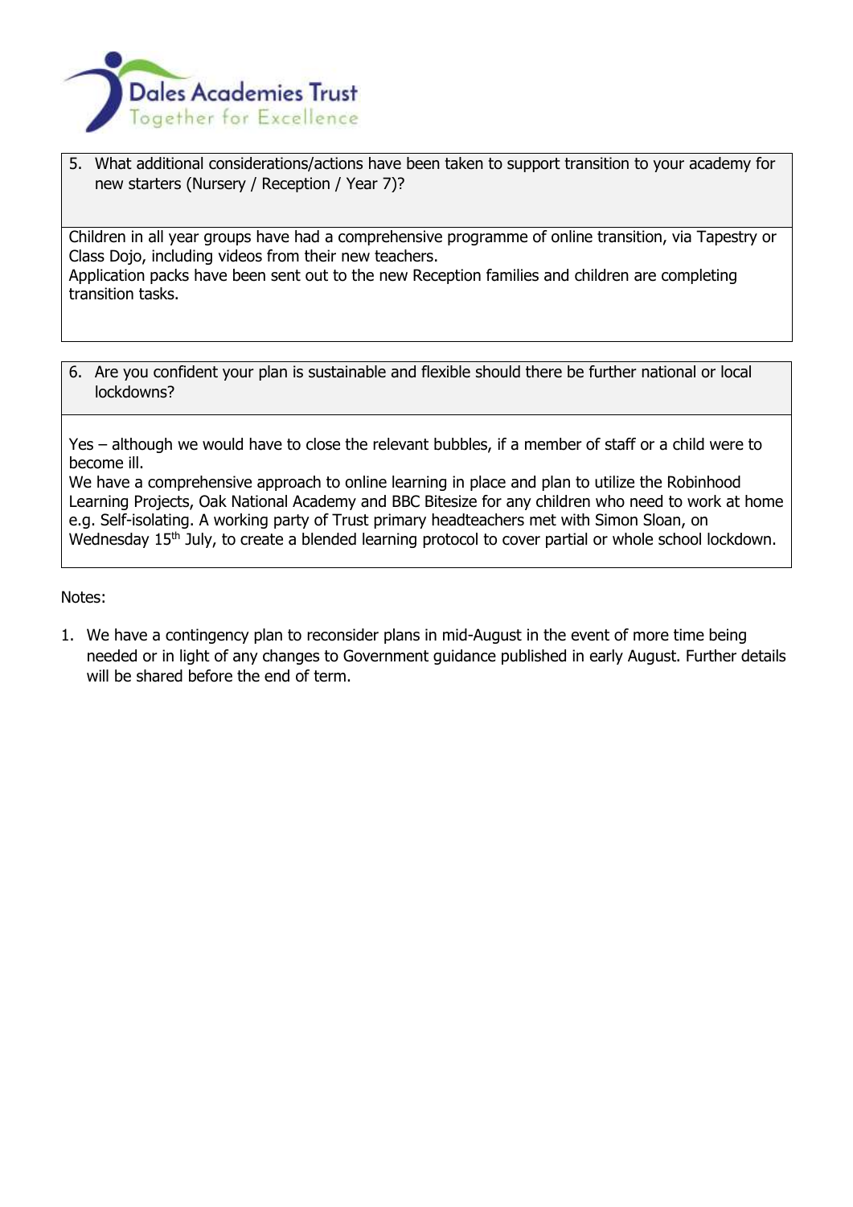5. What additional considerations/actions have been taken to support transition to your academy for new starters (Nursery / Reception / Year 7)?

Children in all year groups have had a comprehensive programme of online transition, via Tapestry or Class Dojo, including videos from their new teachers.
Application packs have been sent out to the new Reception families and children are completing transition tasks.

6. Are you confident your plan is sustainable and flexible should there be further national or local lockdowns?

Yes – although we would have to close the relevant bubbles, if a member of staff or a child were to become ill.
We have a comprehensive approach to online learning in place and plan to utilize the Robinhood Learning Projects, Oak National Academy and BBC Bitesize for any children who need to work at home e.g. Self-isolating. A working party of Trust primary headteachers met with Simon Sloan, on Wednesday 15th July, to create a blended learning protocol to cover partial or whole school lockdown.

Notes:

1. We have a contingency plan to reconsider plans in mid-August in the event of more time being needed or in light of any changes to Government guidance published in early August. Further details will be shared before the end of term.